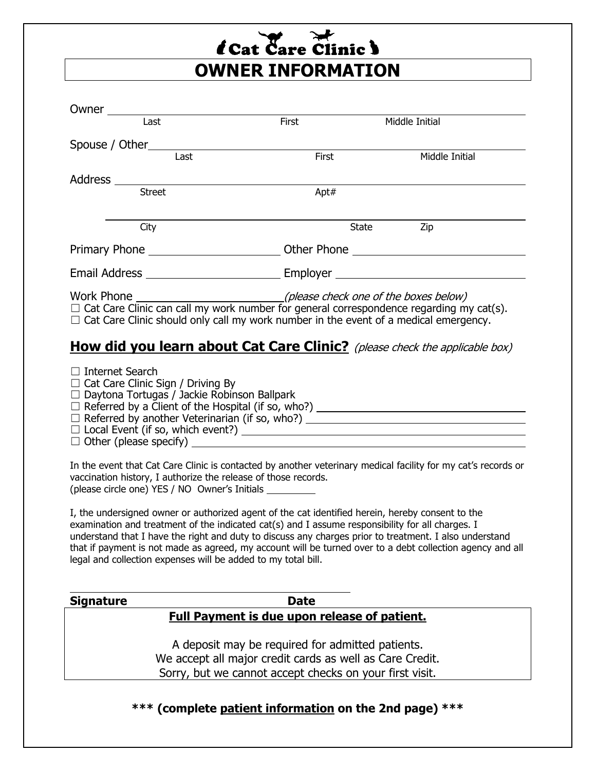# Cat Care Clinic

## OWNER INFORMATION

Owner ______________________________________________
Last First Middle Initial

Spouse / Other ______________________________________________
Last First Middle Initial

Address ______________________________________________
Street Apt#

______________________________________________
City State Zip

Primary Phone ____________________ Other Phone ____________________

Email Address ____________________ Employer ____________________

Work Phone ____________________ *(please check one of the boxes below)*

☐ Cat Care Clinic can call my work number for general correspondence regarding my cat(s).
☐ Cat Care Clinic should only call my work number in the event of a medical emergency.

### **How did you learn about Cat Care Clinic?** *(please check the applicable box)*

☐ Internet Search
☐ Cat Care Clinic Sign / Driving By
☐ Daytona Tortugas / Jackie Robinson Ballpark
☐ Referred by a Client of the Hospital (if so, who?) ____________________
☐ Referred by another Veterinarian (if so, who?) ____________________
☐ Local Event (if so, which event?) ____________________
☐ Other (please specify) ____________________

In the event that Cat Care Clinic is contacted by another veterinary medical facility for my cat's records or vaccination history, I authorize the release of those records.
(please circle one) YES / NO Owner's Initials ________

I, the undersigned owner or authorized agent of the cat identified herein, hereby consent to the examination and treatment of the indicated cat(s) and I assume responsibility for all charges. I understand that I have the right and duty to discuss any charges prior to treatment. I also understand that if payment is not made as agreed, my account will be turned over to a debt collection agency and all legal and collection expenses will be added to my total bill.

______________________________________________

**Signature** **Date**

**Full Payment is due upon release of patient.**

A deposit may be required for admitted patients.
We accept all major credit cards as well as Care Credit.
Sorry, but we cannot accept checks on your first visit.

**\*\*\* (complete patient information on the 2nd page) \*\*\***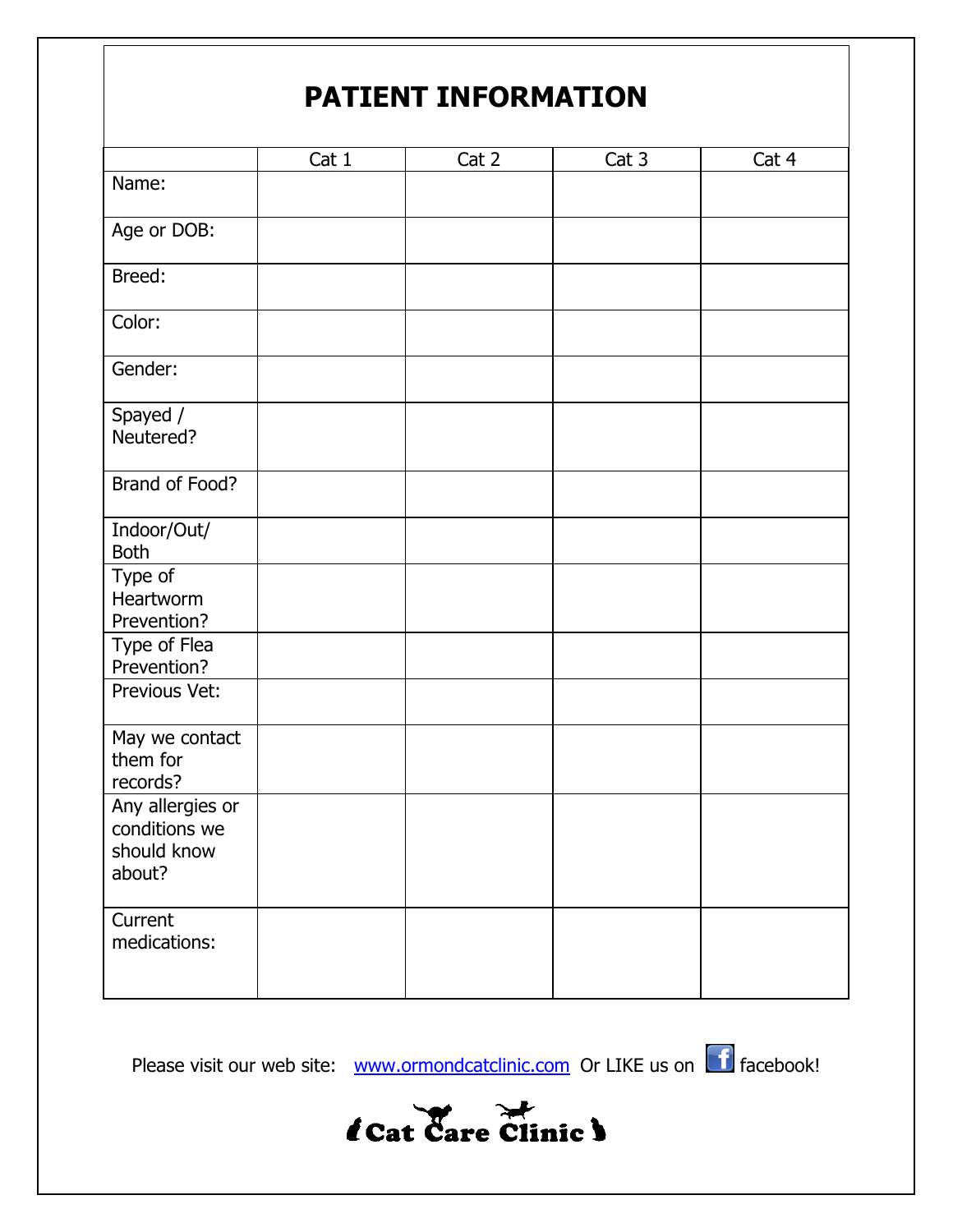# PATIENT INFORMATION

| | Cat 1 | Cat 2 | Cat 3 | Cat 4 |
|---|---|---|---|---|
| Name: | | | | |
| Age or DOB: | | | | |
| Breed: | | | | |
| Color: | | | | |
| Gender: | | | | |
| Spayed / Neutered? | | | | |
| Brand of Food? | | | | |
| Indoor/Out/ Both | | | | |
| Type of Heartworm Prevention? | | | | |
| Type of Flea Prevention? | | | | |
| Previous Vet: | | | | |
| May we contact them for records? | | | | |
| Any allergies or conditions we should know about? | | | | |
| Current medications: | | | | |

Please visit our web site: www.ormondcatclinic.com Or LIKE us on facebook!

**Cat Care Clinic**